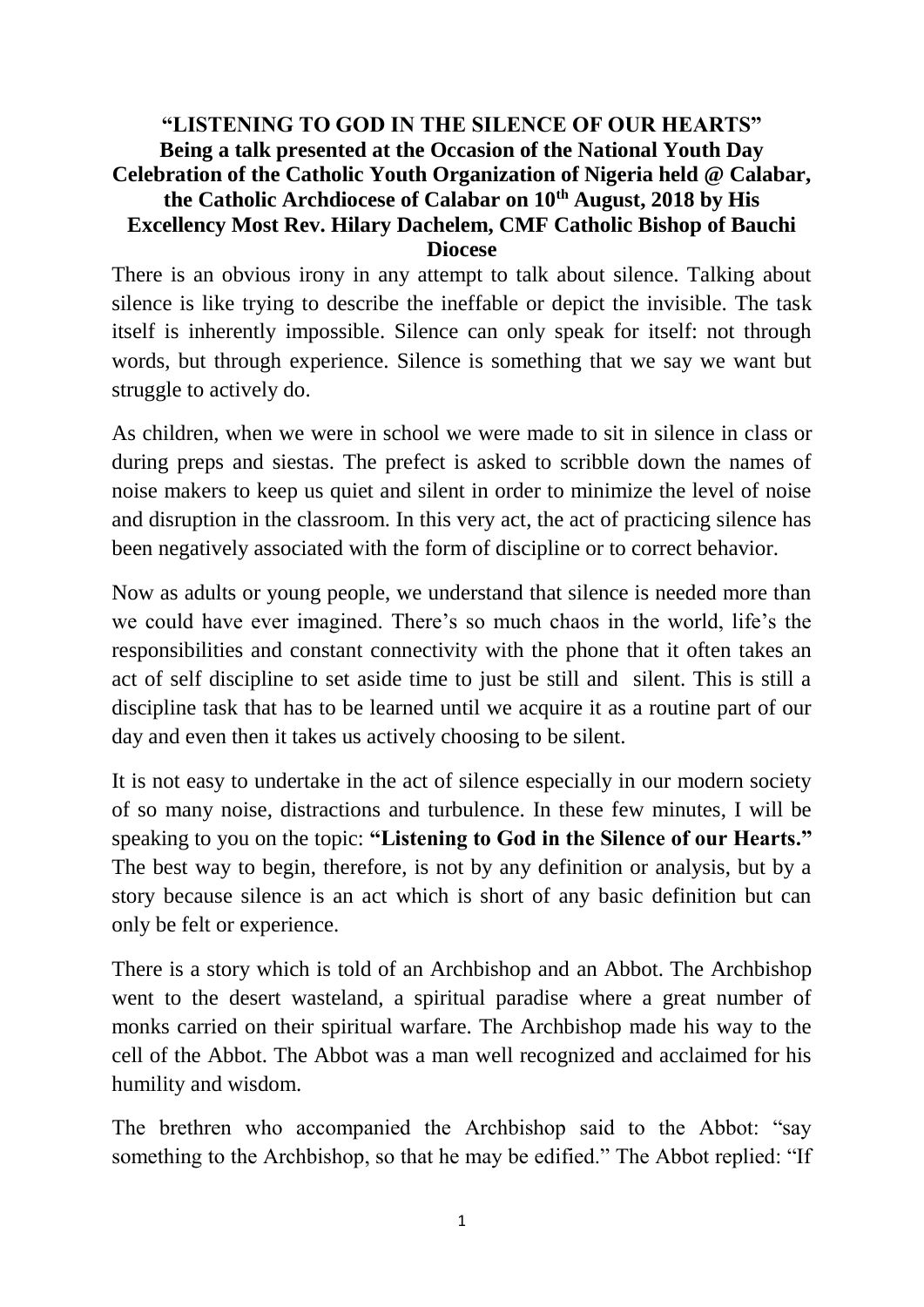**"LISTENING TO GOD IN THE SILENCE OF OUR HEARTS"**
**Being a talk presented at the Occasion of the National Youth Day Celebration of the Catholic Youth Organization of Nigeria held @ Calabar, the Catholic Archdiocese of Calabar on 10th August, 2018 by His Excellency Most Rev. Hilary Dachelem, CMF Catholic Bishop of Bauchi Diocese**

There is an obvious irony in any attempt to talk about silence. Talking about silence is like trying to describe the ineffable or depict the invisible. The task itself is inherently impossible. Silence can only speak for itself: not through words, but through experience. Silence is something that we say we want but struggle to actively do.

As children, when we were in school we were made to sit in silence in class or during preps and siestas. The prefect is asked to scribble down the names of noise makers to keep us quiet and silent in order to minimize the level of noise and disruption in the classroom. In this very act, the act of practicing silence has been negatively associated with the form of discipline or to correct behavior.

Now as adults or young people, we understand that silence is needed more than we could have ever imagined. There's so much chaos in the world, life's the responsibilities and constant connectivity with the phone that it often takes an act of self discipline to set aside time to just be still and silent. This is still a discipline task that has to be learned until we acquire it as a routine part of our day and even then it takes us actively choosing to be silent.

It is not easy to undertake in the act of silence especially in our modern society of so many noise, distractions and turbulence. In these few minutes, I will be speaking to you on the topic: **"Listening to God in the Silence of our Hearts."** The best way to begin, therefore, is not by any definition or analysis, but by a story because silence is an act which is short of any basic definition but can only be felt or experience.

There is a story which is told of an Archbishop and an Abbot. The Archbishop went to the desert wasteland, a spiritual paradise where a great number of monks carried on their spiritual warfare. The Archbishop made his way to the cell of the Abbot. The Abbot was a man well recognized and acclaimed for his humility and wisdom.

The brethren who accompanied the Archbishop said to the Abbot: "say something to the Archbishop, so that he may be edified." The Abbot replied: "If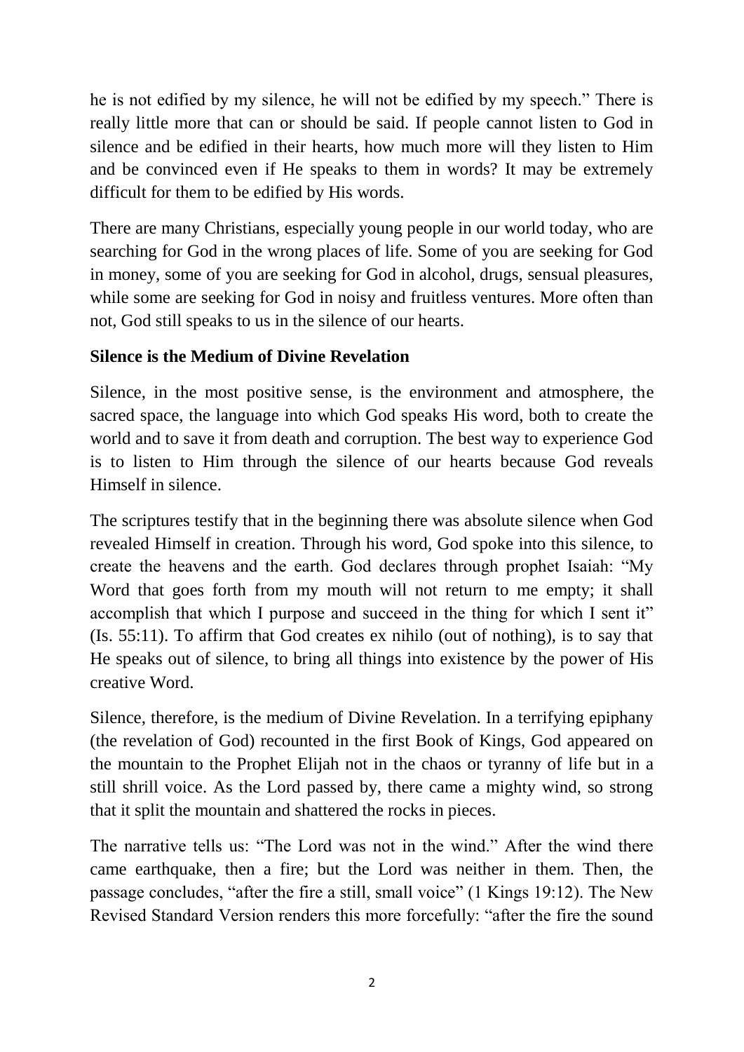he is not edified by my silence, he will not be edified by my speech." There is really little more that can or should be said. If people cannot listen to God in silence and be edified in their hearts, how much more will they listen to Him and be convinced even if He speaks to them in words? It may be extremely difficult for them to be edified by His words.

There are many Christians, especially young people in our world today, who are searching for God in the wrong places of life. Some of you are seeking for God in money, some of you are seeking for God in alcohol, drugs, sensual pleasures, while some are seeking for God in noisy and fruitless ventures. More often than not, God still speaks to us in the silence of our hearts.

**Silence is the Medium of Divine Revelation**

Silence, in the most positive sense, is the environment and atmosphere, the sacred space, the language into which God speaks His word, both to create the world and to save it from death and corruption. The best way to experience God is to listen to Him through the silence of our hearts because God reveals Himself in silence.

The scriptures testify that in the beginning there was absolute silence when God revealed Himself in creation. Through his word, God spoke into this silence, to create the heavens and the earth. God declares through prophet Isaiah: "My Word that goes forth from my mouth will not return to me empty; it shall accomplish that which I purpose and succeed in the thing for which I sent it" (Is. 55:11). To affirm that God creates ex nihilo (out of nothing), is to say that He speaks out of silence, to bring all things into existence by the power of His creative Word.

Silence, therefore, is the medium of Divine Revelation. In a terrifying epiphany (the revelation of God) recounted in the first Book of Kings, God appeared on the mountain to the Prophet Elijah not in the chaos or tyranny of life but in a still shrill voice. As the Lord passed by, there came a mighty wind, so strong that it split the mountain and shattered the rocks in pieces.

The narrative tells us: "The Lord was not in the wind." After the wind there came earthquake, then a fire; but the Lord was neither in them. Then, the passage concludes, "after the fire a still, small voice" (1 Kings 19:12). The New Revised Standard Version renders this more forcefully: "after the fire the sound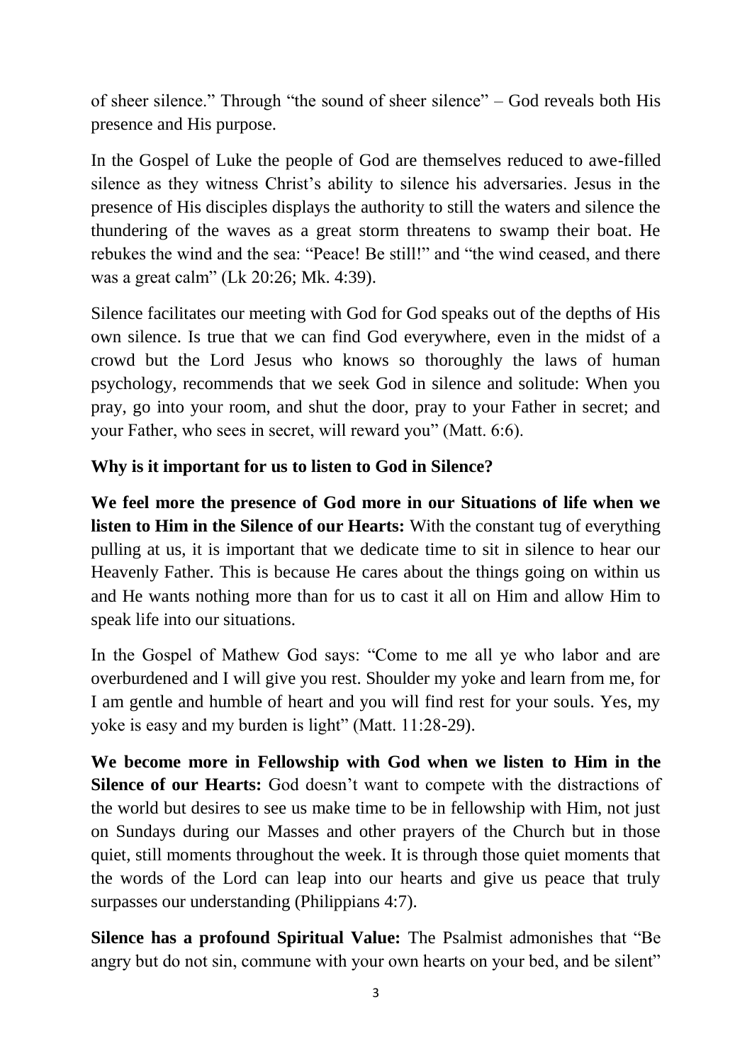of sheer silence." Through "the sound of sheer silence" – God reveals both His presence and His purpose.

In the Gospel of Luke the people of God are themselves reduced to awe-filled silence as they witness Christ's ability to silence his adversaries. Jesus in the presence of His disciples displays the authority to still the waters and silence the thundering of the waves as a great storm threatens to swamp their boat. He rebukes the wind and the sea: "Peace! Be still!" and "the wind ceased, and there was a great calm" (Lk 20:26; Mk. 4:39).

Silence facilitates our meeting with God for God speaks out of the depths of His own silence. Is true that we can find God everywhere, even in the midst of a crowd but the Lord Jesus who knows so thoroughly the laws of human psychology, recommends that we seek God in silence and solitude: When you pray, go into your room, and shut the door, pray to your Father in secret; and your Father, who sees in secret, will reward you" (Matt. 6:6).

**Why is it important for us to listen to God in Silence?**

**We feel more the presence of God more in our Situations of life when we listen to Him in the Silence of our Hearts:** With the constant tug of everything pulling at us, it is important that we dedicate time to sit in silence to hear our Heavenly Father. This is because He cares about the things going on within us and He wants nothing more than for us to cast it all on Him and allow Him to speak life into our situations.

In the Gospel of Mathew God says: "Come to me all ye who labor and are overburdened and I will give you rest. Shoulder my yoke and learn from me, for I am gentle and humble of heart and you will find rest for your souls. Yes, my yoke is easy and my burden is light" (Matt. 11:28-29).

**We become more in Fellowship with God when we listen to Him in the Silence of our Hearts:** God doesn't want to compete with the distractions of the world but desires to see us make time to be in fellowship with Him, not just on Sundays during our Masses and other prayers of the Church but in those quiet, still moments throughout the week. It is through those quiet moments that the words of the Lord can leap into our hearts and give us peace that truly surpasses our understanding (Philippians 4:7).

**Silence has a profound Spiritual Value:** The Psalmist admonishes that "Be angry but do not sin, commune with your own hearts on your bed, and be silent"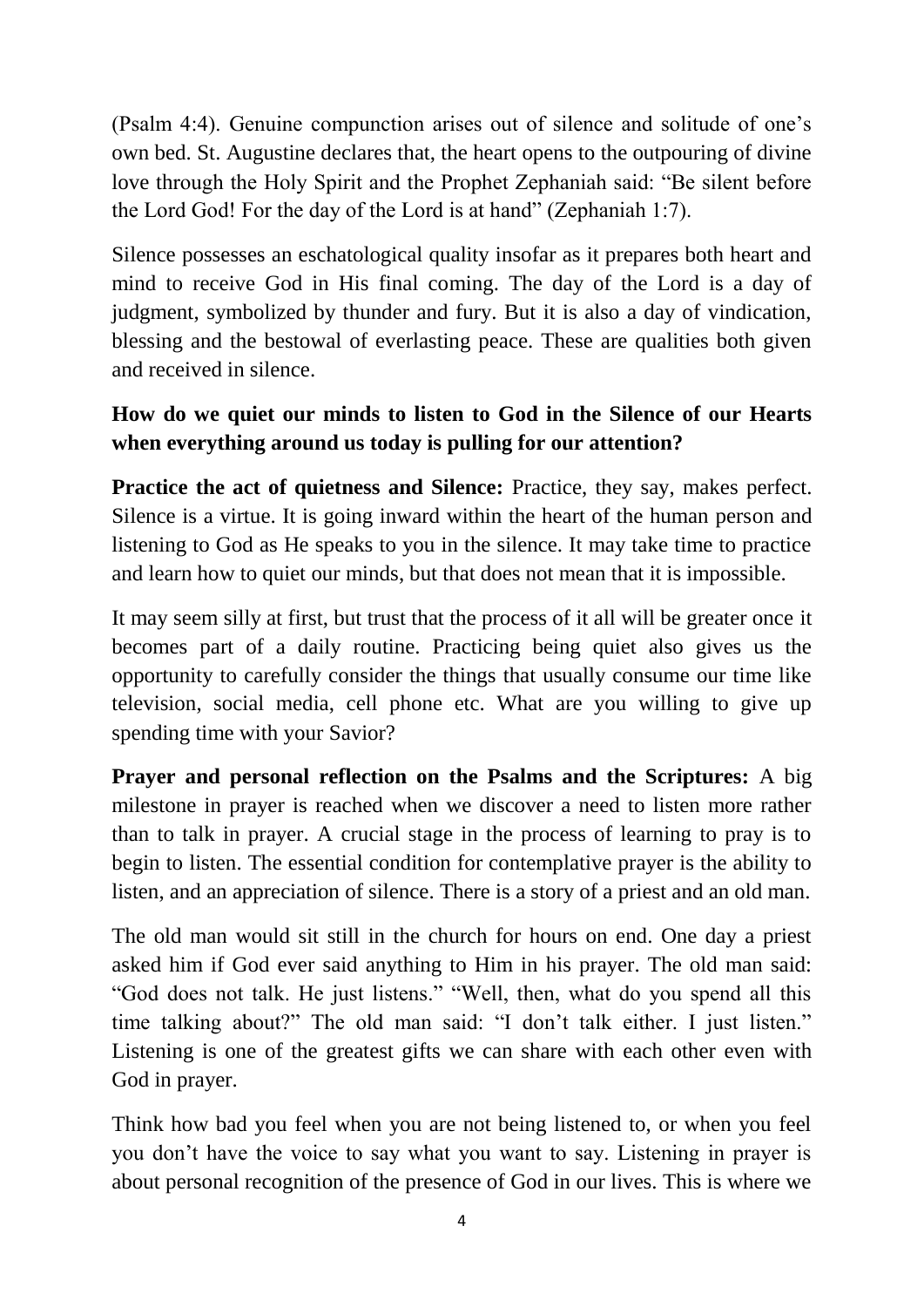(Psalm 4:4). Genuine compunction arises out of silence and solitude of one's own bed. St. Augustine declares that, the heart opens to the outpouring of divine love through the Holy Spirit and the Prophet Zephaniah said: "Be silent before the Lord God! For the day of the Lord is at hand" (Zephaniah 1:7).

Silence possesses an eschatological quality insofar as it prepares both heart and mind to receive God in His final coming. The day of the Lord is a day of judgment, symbolized by thunder and fury. But it is also a day of vindication, blessing and the bestowal of everlasting peace. These are qualities both given and received in silence.

**How do we quiet our minds to listen to God in the Silence of our Hearts when everything around us today is pulling for our attention?**

**Practice the act of quietness and Silence:** Practice, they say, makes perfect. Silence is a virtue. It is going inward within the heart of the human person and listening to God as He speaks to you in the silence. It may take time to practice and learn how to quiet our minds, but that does not mean that it is impossible.

It may seem silly at first, but trust that the process of it all will be greater once it becomes part of a daily routine. Practicing being quiet also gives us the opportunity to carefully consider the things that usually consume our time like television, social media, cell phone etc. What are you willing to give up spending time with your Savior?

**Prayer and personal reflection on the Psalms and the Scriptures:** A big milestone in prayer is reached when we discover a need to listen more rather than to talk in prayer. A crucial stage in the process of learning to pray is to begin to listen. The essential condition for contemplative prayer is the ability to listen, and an appreciation of silence. There is a story of a priest and an old man.

The old man would sit still in the church for hours on end. One day a priest asked him if God ever said anything to Him in his prayer. The old man said: "God does not talk. He just listens." "Well, then, what do you spend all this time talking about?" The old man said: "I don't talk either. I just listen." Listening is one of the greatest gifts we can share with each other even with God in prayer.

Think how bad you feel when you are not being listened to, or when you feel you don't have the voice to say what you want to say. Listening in prayer is about personal recognition of the presence of God in our lives. This is where we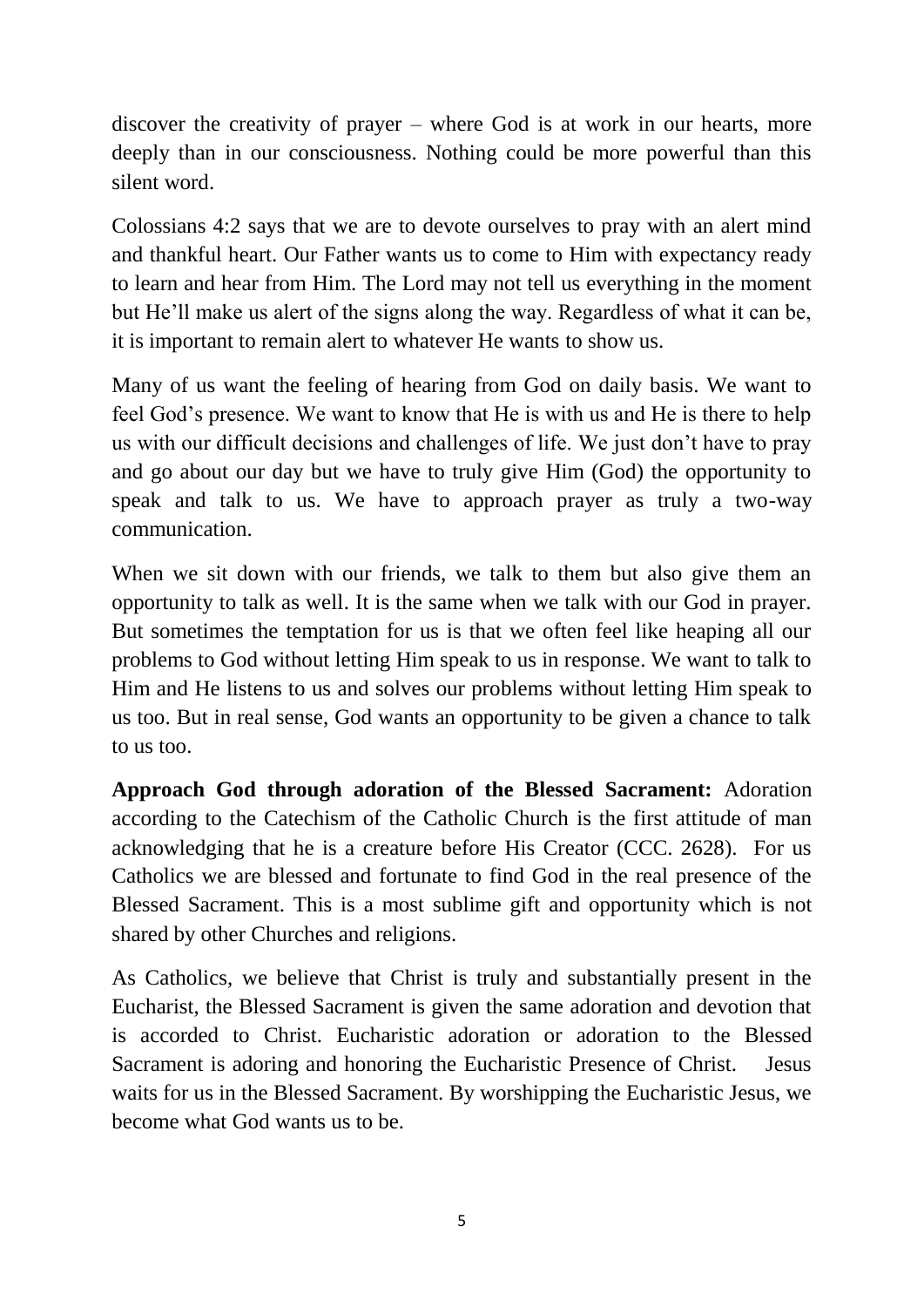discover the creativity of prayer – where God is at work in our hearts, more deeply than in our consciousness. Nothing could be more powerful than this silent word.

Colossians 4:2 says that we are to devote ourselves to pray with an alert mind and thankful heart. Our Father wants us to come to Him with expectancy ready to learn and hear from Him. The Lord may not tell us everything in the moment but He'll make us alert of the signs along the way. Regardless of what it can be, it is important to remain alert to whatever He wants to show us.

Many of us want the feeling of hearing from God on daily basis. We want to feel God's presence. We want to know that He is with us and He is there to help us with our difficult decisions and challenges of life. We just don't have to pray and go about our day but we have to truly give Him (God) the opportunity to speak and talk to us. We have to approach prayer as truly a two-way communication.

When we sit down with our friends, we talk to them but also give them an opportunity to talk as well. It is the same when we talk with our God in prayer. But sometimes the temptation for us is that we often feel like heaping all our problems to God without letting Him speak to us in response. We want to talk to Him and He listens to us and solves our problems without letting Him speak to us too. But in real sense, God wants an opportunity to be given a chance to talk to us too.

**Approach God through adoration of the Blessed Sacrament:** Adoration according to the Catechism of the Catholic Church is the first attitude of man acknowledging that he is a creature before His Creator (CCC. 2628). For us Catholics we are blessed and fortunate to find God in the real presence of the Blessed Sacrament. This is a most sublime gift and opportunity which is not shared by other Churches and religions.

As Catholics, we believe that Christ is truly and substantially present in the Eucharist, the Blessed Sacrament is given the same adoration and devotion that is accorded to Christ. Eucharistic adoration or adoration to the Blessed Sacrament is adoring and honoring the Eucharistic Presence of Christ. Jesus waits for us in the Blessed Sacrament. By worshipping the Eucharistic Jesus, we become what God wants us to be.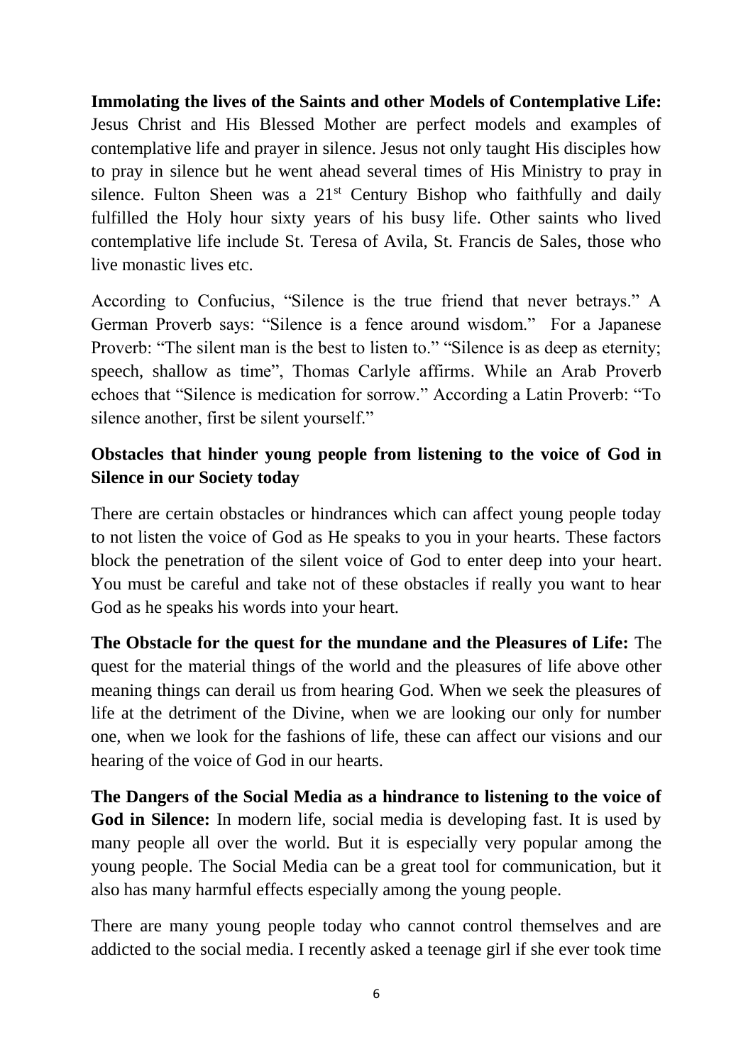**Immolating the lives of the Saints and other Models of Contemplative Life:** Jesus Christ and His Blessed Mother are perfect models and examples of contemplative life and prayer in silence. Jesus not only taught His disciples how to pray in silence but he went ahead several times of His Ministry to pray in silence. Fulton Sheen was a 21st Century Bishop who faithfully and daily fulfilled the Holy hour sixty years of his busy life. Other saints who lived contemplative life include St. Teresa of Avila, St. Francis de Sales, those who live monastic lives etc.

According to Confucius, "Silence is the true friend that never betrays." A German Proverb says: "Silence is a fence around wisdom." For a Japanese Proverb: "The silent man is the best to listen to." "Silence is as deep as eternity; speech, shallow as time", Thomas Carlyle affirms. While an Arab Proverb echoes that "Silence is medication for sorrow." According a Latin Proverb: "To silence another, first be silent yourself."

**Obstacles that hinder young people from listening to the voice of God in Silence in our Society today**

There are certain obstacles or hindrances which can affect young people today to not listen the voice of God as He speaks to you in your hearts. These factors block the penetration of the silent voice of God to enter deep into your heart. You must be careful and take not of these obstacles if really you want to hear God as he speaks his words into your heart.

**The Obstacle for the quest for the mundane and the Pleasures of Life:** The quest for the material things of the world and the pleasures of life above other meaning things can derail us from hearing God. When we seek the pleasures of life at the detriment of the Divine, when we are looking our only for number one, when we look for the fashions of life, these can affect our visions and our hearing of the voice of God in our hearts.

**The Dangers of the Social Media as a hindrance to listening to the voice of God in Silence:** In modern life, social media is developing fast. It is used by many people all over the world. But it is especially very popular among the young people. The Social Media can be a great tool for communication, but it also has many harmful effects especially among the young people.

There are many young people today who cannot control themselves and are addicted to the social media. I recently asked a teenage girl if she ever took time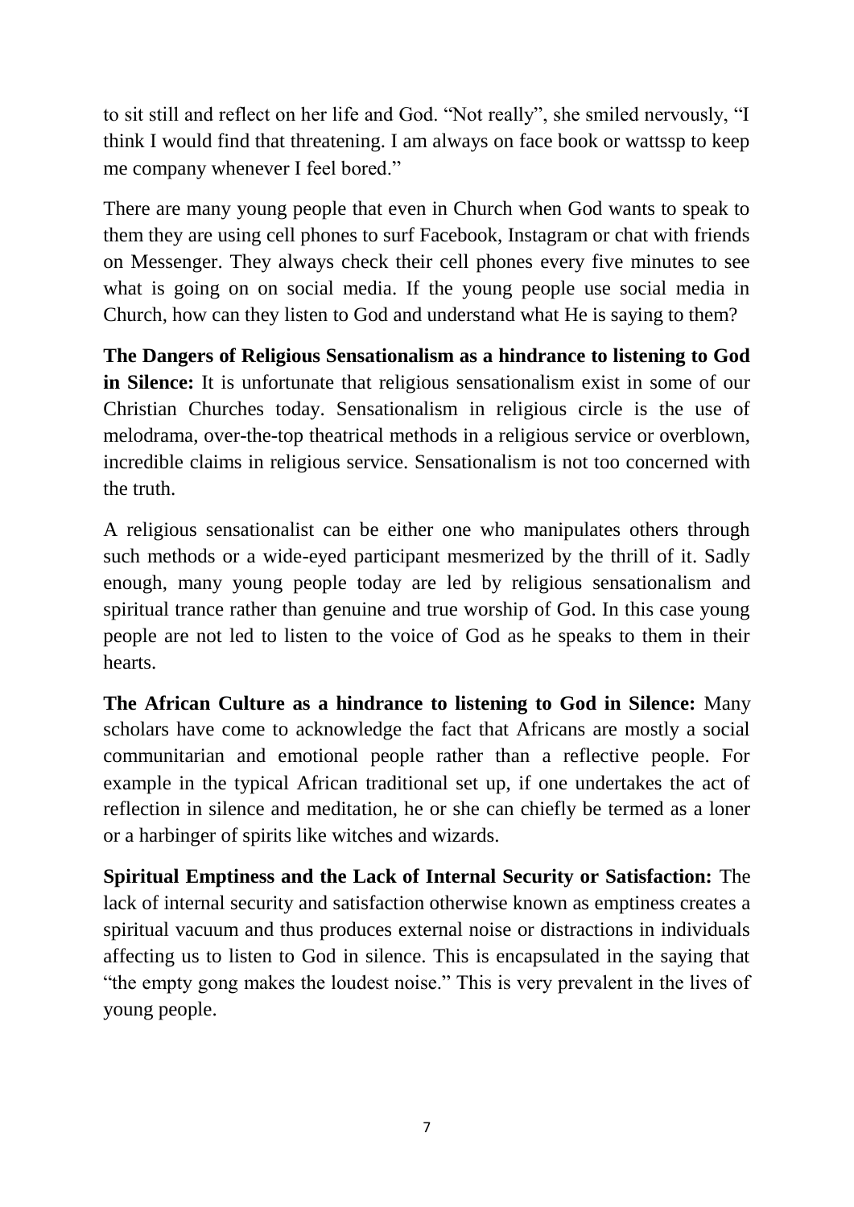to sit still and reflect on her life and God. "Not really", she smiled nervously, "I think I would find that threatening. I am always on face book or wattssp to keep me company whenever I feel bored."

There are many young people that even in Church when God wants to speak to them they are using cell phones to surf Facebook, Instagram or chat with friends on Messenger. They always check their cell phones every five minutes to see what is going on on social media. If the young people use social media in Church, how can they listen to God and understand what He is saying to them?

**The Dangers of Religious Sensationalism as a hindrance to listening to God in Silence:** It is unfortunate that religious sensationalism exist in some of our Christian Churches today. Sensationalism in religious circle is the use of melodrama, over-the-top theatrical methods in a religious service or overblown, incredible claims in religious service. Sensationalism is not too concerned with the truth.

A religious sensationalist can be either one who manipulates others through such methods or a wide-eyed participant mesmerized by the thrill of it. Sadly enough, many young people today are led by religious sensationalism and spiritual trance rather than genuine and true worship of God. In this case young people are not led to listen to the voice of God as he speaks to them in their hearts.

**The African Culture as a hindrance to listening to God in Silence:** Many scholars have come to acknowledge the fact that Africans are mostly a social communitarian and emotional people rather than a reflective people. For example in the typical African traditional set up, if one undertakes the act of reflection in silence and meditation, he or she can chiefly be termed as a loner or a harbinger of spirits like witches and wizards.

**Spiritual Emptiness and the Lack of Internal Security or Satisfaction:** The lack of internal security and satisfaction otherwise known as emptiness creates a spiritual vacuum and thus produces external noise or distractions in individuals affecting us to listen to God in silence. This is encapsulated in the saying that "the empty gong makes the loudest noise." This is very prevalent in the lives of young people.